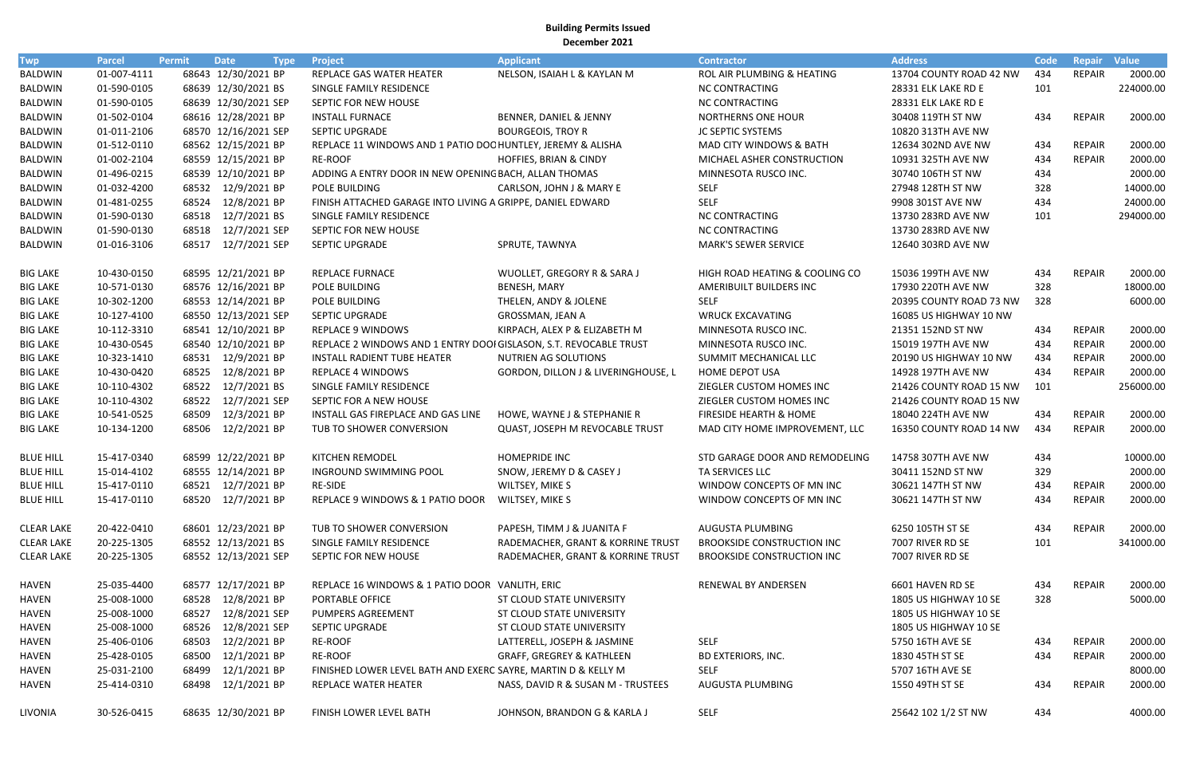# Building Permits Issued

## December 2021

| Twp | Parcel | Permit | Date | Type | Project | Applicant | Contractor | Address | Code | Repair | Value |
|---|---|---|---|---|---|---|---|---|---|---|---|
| BALDWIN | 01-007-4111 | 68643 | 12/30/2021 | BP | REPLACE GAS WATER HEATER | NELSON, ISAIAH L & KAYLAN M | ROL AIR PLUMBING & HEATING | 13704 COUNTY ROAD 42 NW | 434 | REPAIR | 2000.00 |
| BALDWIN | 01-590-0105 | 68639 | 12/30/2021 | BS | SINGLE FAMILY RESIDENCE | | NC CONTRACTING | 28331 ELK LAKE RD E | 101 | | 224000.00 |
| BALDWIN | 01-590-0105 | 68639 | 12/30/2021 | SEP | SEPTIC FOR NEW HOUSE | | NC CONTRACTING | 28331 ELK LAKE RD E | | | |
| BALDWIN | 01-502-0104 | 68616 | 12/28/2021 | BP | INSTALL FURNACE | BENNER, DANIEL & JENNY | NORTHERNS ONE HOUR | 30408 119TH ST NW | 434 | REPAIR | 2000.00 |
| BALDWIN | 01-011-2106 | 68570 | 12/16/2021 | SEP | SEPTIC UPGRADE | BOURGEOIS, TROY R | JC SEPTIC SYSTEMS | 10820 313TH AVE NW | | | |
| BALDWIN | 01-512-0110 | 68562 | 12/15/2021 | BP | REPLACE 11 WINDOWS AND 1 PATIO DOO | HUNTLEY, JEREMY & ALISHA | MAD CITY WINDOWS & BATH | 12634 302ND AVE NW | 434 | REPAIR | 2000.00 |
| BALDWIN | 01-002-2104 | 68559 | 12/15/2021 | BP | RE-ROOF | HOFFIES, BRIAN & CINDY | MICHAEL ASHER CONSTRUCTION | 10931 325TH AVE NW | 434 | REPAIR | 2000.00 |
| BALDWIN | 01-496-0215 | 68539 | 12/10/2021 | BP | ADDING A ENTRY DOOR IN NEW OPENING | BACH, ALLAN THOMAS | MINNESOTA RUSCO INC. | 30740 106TH ST NW | 434 | | 2000.00 |
| BALDWIN | 01-032-4200 | 68532 | 12/9/2021 | BP | POLE BUILDING | CARLSON, JOHN J & MARY E | SELF | 27948 128TH ST NW | 328 | | 14000.00 |
| BALDWIN | 01-481-0255 | 68524 | 12/8/2021 | BP | FINISH ATTACHED GARAGE INTO LIVING A | GRIPPE, DANIEL EDWARD | SELF | 9908 301ST AVE NW | 434 | | 24000.00 |
| BALDWIN | 01-590-0130 | 68518 | 12/7/2021 | BS | SINGLE FAMILY RESIDENCE | | NC CONTRACTING | 13730 283RD AVE NW | 101 | | 294000.00 |
| BALDWIN | 01-590-0130 | 68518 | 12/7/2021 | SEP | SEPTIC FOR NEW HOUSE | | NC CONTRACTING | 13730 283RD AVE NW | | | |
| BALDWIN | 01-016-3106 | 68517 | 12/7/2021 | SEP | SEPTIC UPGRADE | SPRUTE, TAWNYA | MARK'S SEWER SERVICE | 12640 303RD AVE NW | | | |
| BIG LAKE | 10-430-0150 | 68595 | 12/21/2021 | BP | REPLACE FURNACE | WUOLLET, GREGORY R & SARA J | HIGH ROAD HEATING & COOLING CO | 15036 199TH AVE NW | 434 | REPAIR | 2000.00 |
| BIG LAKE | 10-571-0130 | 68576 | 12/16/2021 | BP | POLE BUILDING | BENESH, MARY | AMERIBUILT BUILDERS INC | 17930 220TH AVE NW | 328 | | 18000.00 |
| BIG LAKE | 10-302-1200 | 68553 | 12/14/2021 | BP | POLE BUILDING | THELEN, ANDY & JOLENE | SELF | 20395 COUNTY ROAD 73 NW | 328 | | 6000.00 |
| BIG LAKE | 10-127-4100 | 68550 | 12/13/2021 | SEP | SEPTIC UPGRADE | GROSSMAN, JEAN A | WRUCK EXCAVATING | 16085 US HIGHWAY 10 NW | | | |
| BIG LAKE | 10-112-3310 | 68541 | 12/10/2021 | BP | REPLACE 9 WINDOWS | KIRPACH, ALEX P & ELIZABETH M | MINNESOTA RUSCO INC. | 21351 152ND ST NW | 434 | REPAIR | 2000.00 |
| BIG LAKE | 10-430-0545 | 68540 | 12/10/2021 | BP | REPLACE 2 WINDOWS AND 1 ENTRY DOO | GISLASON, S.T. REVOCABLE TRUST | MINNESOTA RUSCO INC. | 15019 197TH AVE NW | 434 | REPAIR | 2000.00 |
| BIG LAKE | 10-323-1410 | 68531 | 12/9/2021 | BP | INSTALL RADIENT TUBE HEATER | NUTRIEN AG SOLUTIONS | SUMMIT MECHANICAL LLC | 20190 US HIGHWAY 10 NW | 434 | REPAIR | 2000.00 |
| BIG LAKE | 10-430-0420 | 68525 | 12/8/2021 | BP | REPLACE 4 WINDOWS | GORDON, DILLON J & LIVERINGHOUSE, L | HOME DEPOT USA | 14928 197TH AVE NW | 434 | REPAIR | 2000.00 |
| BIG LAKE | 10-110-4302 | 68522 | 12/7/2021 | BS | SINGLE FAMILY RESIDENCE | | ZIEGLER CUSTOM HOMES INC | 21426 COUNTY ROAD 15 NW | 101 | | 256000.00 |
| BIG LAKE | 10-110-4302 | 68522 | 12/7/2021 | SEP | SEPTIC FOR A NEW HOUSE | | ZIEGLER CUSTOM HOMES INC | 21426 COUNTY ROAD 15 NW | | | |
| BIG LAKE | 10-541-0525 | 68509 | 12/3/2021 | BP | INSTALL GAS FIREPLACE AND GAS LINE | HOWE, WAYNE J & STEPHANIE R | FIRESIDE HEARTH & HOME | 18040 224TH AVE NW | 434 | REPAIR | 2000.00 |
| BIG LAKE | 10-134-1200 | 68506 | 12/2/2021 | BP | TUB TO SHOWER CONVERSION | QUAST, JOSEPH M REVOCABLE TRUST | MAD CITY HOME IMPROVEMENT, LLC | 16350 COUNTY ROAD 14 NW | 434 | REPAIR | 2000.00 |
| BLUE HILL | 15-417-0340 | 68599 | 12/22/2021 | BP | KITCHEN REMODEL | HOMEPRIDE INC | STD GARAGE DOOR AND REMODELING | 14758 307TH AVE NW | 434 | | 10000.00 |
| BLUE HILL | 15-014-4102 | 68555 | 12/14/2021 | BP | INGROUND SWIMMING POOL | SNOW, JEREMY D & CASEY J | TA SERVICES LLC | 30411 152ND ST NW | 329 | | 2000.00 |
| BLUE HILL | 15-417-0110 | 68521 | 12/7/2021 | BP | RE-SIDE | WILTSEY, MIKE S | WINDOW CONCEPTS OF MN INC | 30621 147TH ST NW | 434 | REPAIR | 2000.00 |
| BLUE HILL | 15-417-0110 | 68520 | 12/7/2021 | BP | REPLACE 9 WINDOWS & 1 PATIO DOOR | WILTSEY, MIKE S | WINDOW CONCEPTS OF MN INC | 30621 147TH ST NW | 434 | REPAIR | 2000.00 |
| CLEAR LAKE | 20-422-0410 | 68601 | 12/23/2021 | BP | TUB TO SHOWER CONVERSION | PAPESH, TIMM J & JUANITA F | AUGUSTA PLUMBING | 6250 105TH ST SE | 434 | REPAIR | 2000.00 |
| CLEAR LAKE | 20-225-1305 | 68552 | 12/13/2021 | BS | SINGLE FAMILY RESIDENCE | RADEMACHER, GRANT & KORRINE TRUST | BROOKSIDE CONSTRUCTION INC | 7007 RIVER RD SE | 101 | | 341000.00 |
| CLEAR LAKE | 20-225-1305 | 68552 | 12/13/2021 | SEP | SEPTIC FOR NEW HOUSE | RADEMACHER, GRANT & KORRINE TRUST | BROOKSIDE CONSTRUCTION INC | 7007 RIVER RD SE | | | |
| HAVEN | 25-035-4400 | 68577 | 12/17/2021 | BP | REPLACE 16 WINDOWS & 1 PATIO DOOR | VANLITH, ERIC | RENEWAL BY ANDERSEN | 6601 HAVEN RD SE | 434 | REPAIR | 2000.00 |
| HAVEN | 25-008-1000 | 68528 | 12/8/2021 | BP | PORTABLE OFFICE | ST CLOUD STATE UNIVERSITY | | 1805 US HIGHWAY 10 SE | 328 | | 5000.00 |
| HAVEN | 25-008-1000 | 68527 | 12/8/2021 | SEP | PUMPERS AGREEMENT | ST CLOUD STATE UNIVERSITY | | 1805 US HIGHWAY 10 SE | | | |
| HAVEN | 25-008-1000 | 68526 | 12/8/2021 | SEP | SEPTIC UPGRADE | ST CLOUD STATE UNIVERSITY | | 1805 US HIGHWAY 10 SE | | | |
| HAVEN | 25-406-0106 | 68503 | 12/2/2021 | BP | RE-ROOF | LATTERELL, JOSEPH & JASMINE | SELF | 5750 16TH AVE SE | 434 | REPAIR | 2000.00 |
| HAVEN | 25-428-0105 | 68500 | 12/1/2021 | BP | RE-ROOF | GRAFF, GREGREY & KATHLEEN | BD EXTERIORS, INC. | 1830 45TH ST SE | 434 | REPAIR | 2000.00 |
| HAVEN | 25-031-2100 | 68499 | 12/1/2021 | BP | FINISHED LOWER LEVEL BATH AND EXERC | SAYRE, MARTIN D & KELLY M | SELF | 5707 16TH AVE SE | | | 8000.00 |
| HAVEN | 25-414-0310 | 68498 | 12/1/2021 | BP | REPLACE WATER HEATER | NASS, DAVID R & SUSAN M - TRUSTEES | AUGUSTA PLUMBING | 1550 49TH ST SE | 434 | REPAIR | 2000.00 |
| LIVONIA | 30-526-0415 | 68635 | 12/30/2021 | BP | FINISH LOWER LEVEL BATH | JOHNSON, BRANDON G & KARLA J | SELF | 25642 102 1/2 ST NW | 434 | | 4000.00 |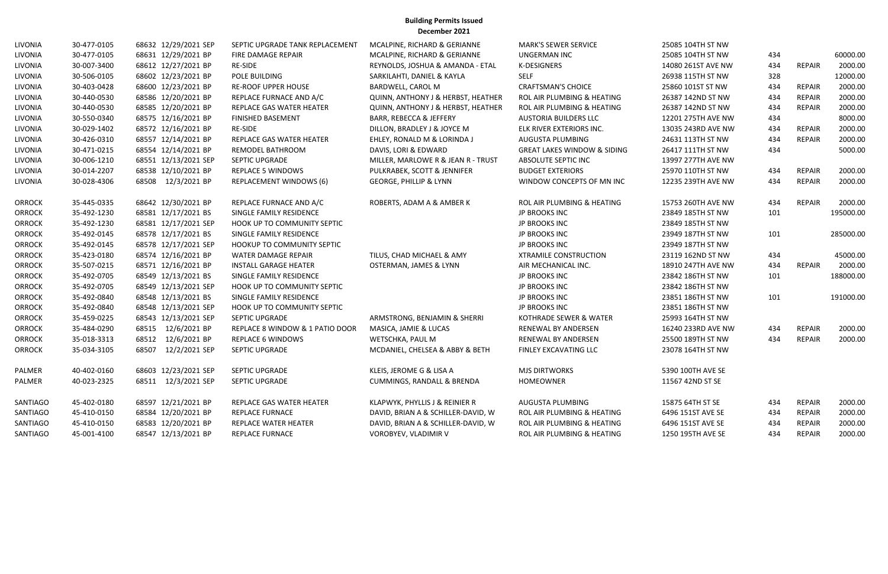**Building Permits Issued**
**December 2021**

| | | | | | | | | | | | |
|---|---|---|---|---|---|---|---|---|---|---|---|
| LIVONIA | 30-477-0105 | 68632 12/29/2021 SEP | SEPTIC UPGRADE TANK REPLACEMENT | MCALPINE, RICHARD & GERIANNE | MARK'S SEWER SERVICE | 25085 104TH ST NW | | | |
| LIVONIA | 30-477-0105 | 68631 12/29/2021 BP | FIRE DAMAGE REPAIR | MCALPINE, RICHARD & GERIANNE | UNGERMAN INC | 25085 104TH ST NW | 434 | | 60000.00 |
| LIVONIA | 30-007-3400 | 68612 12/27/2021 BP | RE-SIDE | REYNOLDS, JOSHUA & AMANDA - ETAL | K-DESIGNERS | 14080 261ST AVE NW | 434 | REPAIR | 2000.00 |
| LIVONIA | 30-506-0105 | 68602 12/23/2021 BP | POLE BUILDING | SARKILAHTI, DANIEL & KAYLA | SELF | 26938 115TH ST NW | 328 | | 12000.00 |
| LIVONIA | 30-403-0428 | 68600 12/23/2021 BP | RE-ROOF UPPER HOUSE | BARDWELL, CAROL M | CRAFTSMAN'S CHOICE | 25860 101ST ST NW | 434 | REPAIR | 2000.00 |
| LIVONIA | 30-440-0530 | 68586 12/20/2021 BP | REPLACE FURNACE AND A/C | QUINN, ANTHONY J & HERBST, HEATHER | ROL AIR PLUMBING & HEATING | 26387 142ND ST NW | 434 | REPAIR | 2000.00 |
| LIVONIA | 30-440-0530 | 68585 12/20/2021 BP | REPLACE GAS WATER HEATER | QUINN, ANTHONY J & HERBST, HEATHER | ROL AIR PLUMBING & HEATING | 26387 142ND ST NW | 434 | REPAIR | 2000.00 |
| LIVONIA | 30-550-0340 | 68575 12/16/2021 BP | FINISHED BASEMENT | BARR, REBECCA & JEFFERY | AUSTORIA BUILDERS LLC | 12201 275TH AVE NW | 434 | | 8000.00 |
| LIVONIA | 30-029-1402 | 68572 12/16/2021 BP | RE-SIDE | DILLON, BRADLEY J & JOYCE M | ELK RIVER EXTERIORS INC. | 13035 243RD AVE NW | 434 | REPAIR | 2000.00 |
| LIVONIA | 30-426-0310 | 68557 12/14/2021 BP | REPLACE GAS WATER HEATER | EHLEY, RONALD M & LORINDA J | AUGUSTA PLUMBING | 24631 113TH ST NW | 434 | REPAIR | 2000.00 |
| LIVONIA | 30-471-0215 | 68554 12/14/2021 BP | REMODEL BATHROOM | DAVIS, LORI & EDWARD | GREAT LAKES WINDOW & SIDING | 26417 111TH ST NW | 434 | | 5000.00 |
| LIVONIA | 30-006-1210 | 68551 12/13/2021 SEP | SEPTIC UPGRADE | MILLER, MARLOWE R & JEAN R - TRUST | ABSOLUTE SEPTIC INC | 13997 277TH AVE NW | | | |
| LIVONIA | 30-014-2207 | 68538 12/10/2021 BP | REPLACE 5 WINDOWS | PULKRABEK, SCOTT & JENNIFER | BUDGET EXTERIORS | 25970 110TH ST NW | 434 | REPAIR | 2000.00 |
| LIVONIA | 30-028-4306 | 68508 12/3/2021 BP | REPLACEMENT WINDOWS (6) | GEORGE, PHILLIP & LYNN | WINDOW CONCEPTS OF MN INC | 12235 239TH AVE NW | 434 | REPAIR | 2000.00 |
| ORROCK | 35-445-0335 | 68642 12/30/2021 BP | REPLACE FURNACE AND A/C | ROBERTS, ADAM A & AMBER K | ROL AIR PLUMBING & HEATING | 15753 260TH AVE NW | 434 | REPAIR | 2000.00 |
| ORROCK | 35-492-1230 | 68581 12/17/2021 BS | SINGLE FAMILY RESIDENCE | | JP BROOKS INC | 23849 185TH ST NW | 101 | | 195000.00 |
| ORROCK | 35-492-1230 | 68581 12/17/2021 SEP | HOOK UP TO COMMUNITY SEPTIC | | JP BROOKS INC | 23849 185TH ST NW | | | |
| ORROCK | 35-492-0145 | 68578 12/17/2021 BS | SINGLE FAMILY RESIDENCE | | JP BROOKS INC | 23949 187TH ST NW | 101 | | 285000.00 |
| ORROCK | 35-492-0145 | 68578 12/17/2021 SEP | HOOKUP TO COMMUNITY SEPTIC | | JP BROOKS INC | 23949 187TH ST NW | | | |
| ORROCK | 35-423-0180 | 68574 12/16/2021 BP | WATER DAMAGE REPAIR | TILUS, CHAD MICHAEL & AMY | XTRAMILE CONSTRUCTION | 23119 162ND ST NW | 434 | | 45000.00 |
| ORROCK | 35-507-0215 | 68571 12/16/2021 BP | INSTALL GARAGE HEATER | OSTERMAN, JAMES & LYNN | AIR MECHANICAL INC. | 18910 247TH AVE NW | 434 | REPAIR | 2000.00 |
| ORROCK | 35-492-0705 | 68549 12/13/2021 BS | SINGLE FAMILY RESIDENCE | | JP BROOKS INC | 23842 186TH ST NW | 101 | | 188000.00 |
| ORROCK | 35-492-0705 | 68549 12/13/2021 SEP | HOOK UP TO COMMUNITY SEPTIC | | JP BROOKS INC | 23842 186TH ST NW | | | |
| ORROCK | 35-492-0840 | 68548 12/13/2021 BS | SINGLE FAMILY RESIDENCE | | JP BROOKS INC | 23851 186TH ST NW | 101 | | 191000.00 |
| ORROCK | 35-492-0840 | 68548 12/13/2021 SEP | HOOK UP TO COMMUNITY SEPTIC | | JP BROOKS INC | 23851 186TH ST NW | | | |
| ORROCK | 35-459-0225 | 68543 12/13/2021 SEP | SEPTIC UPGRADE | ARMSTRONG, BENJAMIN & SHERRI | KOTHRADE SEWER & WATER | 25993 164TH ST NW | | | |
| ORROCK | 35-484-0290 | 68515 12/6/2021 BP | REPLACE 8 WINDOW & 1 PATIO DOOR | MASICA, JAMIE & LUCAS | RENEWAL BY ANDERSEN | 16240 233RD AVE NW | 434 | REPAIR | 2000.00 |
| ORROCK | 35-018-3313 | 68512 12/6/2021 BP | REPLACE 6 WINDOWS | WETSCHKA, PAUL M | RENEWAL BY ANDERSEN | 25500 189TH ST NW | 434 | REPAIR | 2000.00 |
| ORROCK | 35-034-3105 | 68507 12/2/2021 SEP | SEPTIC UPGRADE | MCDANIEL, CHELSEA & ABBY & BETH | FINLEY EXCAVATING LLC | 23078 164TH ST NW | | | |
| PALMER | 40-402-0160 | 68603 12/23/2021 SEP | SEPTIC UPGRADE | KLEIS, JEROME G & LISA A | MJS DIRTWORKS | 5390 100TH AVE SE | | | |
| PALMER | 40-023-2325 | 68511 12/3/2021 SEP | SEPTIC UPGRADE | CUMMINGS, RANDALL & BRENDA | HOMEOWNER | 11567 42ND ST SE | | | |
| SANTIAGO | 45-402-0180 | 68597 12/21/2021 BP | REPLACE GAS WATER HEATER | KLAPWYK, PHYLLIS J & REINIER R | AUGUSTA PLUMBING | 15875 64TH ST SE | 434 | REPAIR | 2000.00 |
| SANTIAGO | 45-410-0150 | 68584 12/20/2021 BP | REPLACE FURNACE | DAVID, BRIAN A & SCHILLER-DAVID, W | ROL AIR PLUMBING & HEATING | 6496 151ST AVE SE | 434 | REPAIR | 2000.00 |
| SANTIAGO | 45-410-0150 | 68583 12/20/2021 BP | REPLACE WATER HEATER | DAVID, BRIAN A & SCHILLER-DAVID, W | ROL AIR PLUMBING & HEATING | 6496 151ST AVE SE | 434 | REPAIR | 2000.00 |
| SANTIAGO | 45-001-4100 | 68547 12/13/2021 BP | REPLACE FURNACE | VOROBYEV, VLADIMIR V | ROL AIR PLUMBING & HEATING | 1250 195TH AVE SE | 434 | REPAIR | 2000.00 |